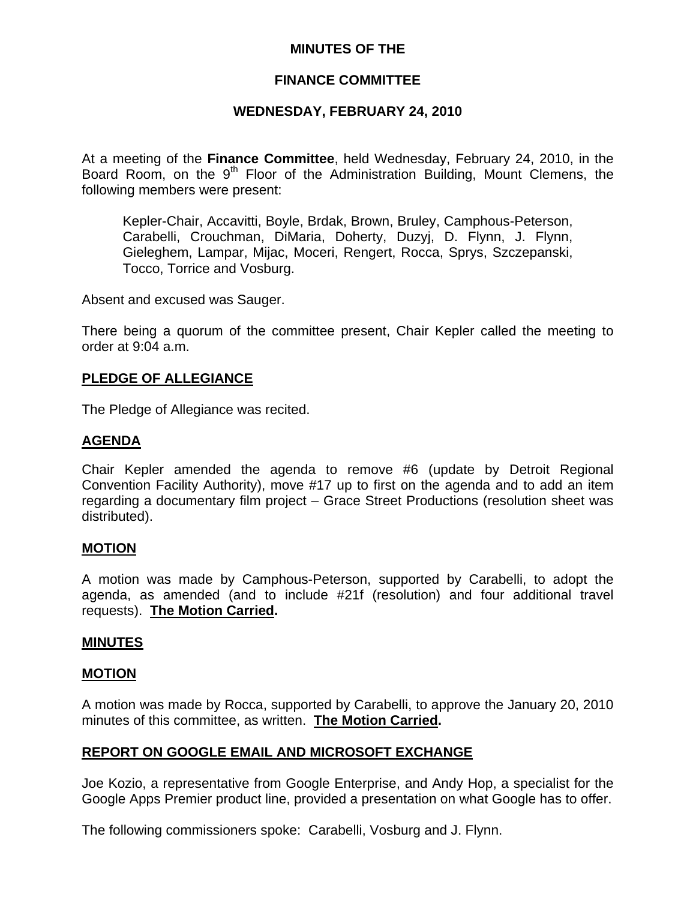# MINUTES OF THE

## FINANCE COMMITTEE

### WEDNESDAY, FEBRUARY 24, 2010

At a meeting of the **Finance Committee**, held Wednesday, February 24, 2010, in the Board Room, on the 9th Floor of the Administration Building, Mount Clemens, the following members were present:

> Kepler-Chair, Accavitti, Boyle, Brdak, Brown, Bruley, Camphous-Peterson, Carabelli, Crouchman, DiMaria, Doherty, Duzyj, D. Flynn, J. Flynn, Gieleghem, Lampar, Mijac, Moceri, Rengert, Rocca, Sprys, Szczepanski, Tocco, Torrice and Vosburg.

Absent and excused was Sauger.

There being a quorum of the committee present, Chair Kepler called the meeting to order at 9:04 a.m.

**PLEDGE OF ALLEGIANCE**

The Pledge of Allegiance was recited.

**AGENDA**

Chair Kepler amended the agenda to remove #6 (update by Detroit Regional Convention Facility Authority), move #17 up to first on the agenda and to add an item regarding a documentary film project – Grace Street Productions (resolution sheet was distributed).

**MOTION**

A motion was made by Camphous-Peterson, supported by Carabelli, to adopt the agenda, as amended (and to include #21f (resolution) and four additional travel requests). **The Motion Carried.**

**MINUTES**

**MOTION**

A motion was made by Rocca, supported by Carabelli, to approve the January 20, 2010 minutes of this committee, as written. **The Motion Carried.**

**REPORT ON GOOGLE EMAIL AND MICROSOFT EXCHANGE**

Joe Kozio, a representative from Google Enterprise, and Andy Hop, a specialist for the Google Apps Premier product line, provided a presentation on what Google has to offer.

The following commissioners spoke: Carabelli, Vosburg and J. Flynn.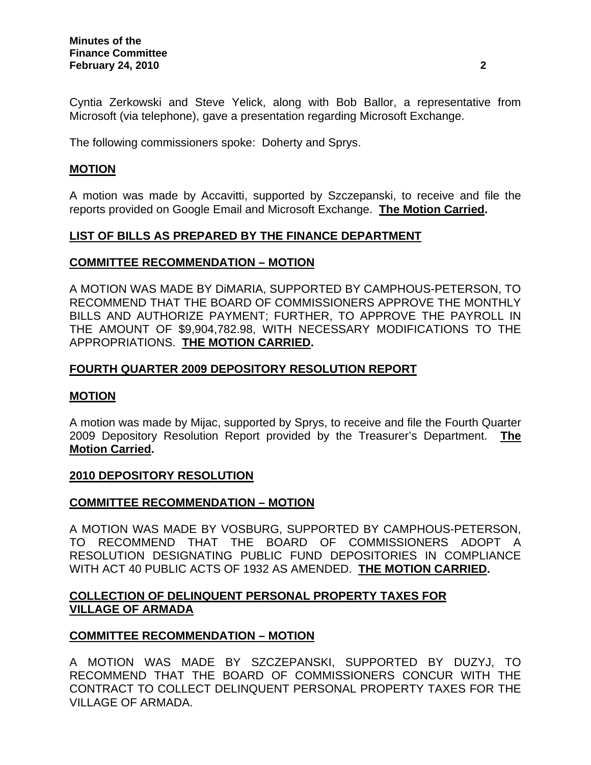Cyntia Zerkowski and Steve Yelick, along with Bob Ballor, a representative from Microsoft (via telephone), gave a presentation regarding Microsoft Exchange.

The following commissioners spoke: Doherty and Sprys.

**MOTION**

A motion was made by Accavitti, supported by Szczepanski, to receive and file the reports provided on Google Email and Microsoft Exchange. **The Motion Carried.**

**LIST OF BILLS AS PREPARED BY THE FINANCE DEPARTMENT**

**COMMITTEE RECOMMENDATION – MOTION**

A MOTION WAS MADE BY DiMARIA, SUPPORTED BY CAMPHOUS-PETERSON, TO RECOMMEND THAT THE BOARD OF COMMISSIONERS APPROVE THE MONTHLY BILLS AND AUTHORIZE PAYMENT; FURTHER, TO APPROVE THE PAYROLL IN THE AMOUNT OF $9,904,782.98, WITH NECESSARY MODIFICATIONS TO THE APPROPRIATIONS. **THE MOTION CARRIED.**

**FOURTH QUARTER 2009 DEPOSITORY RESOLUTION REPORT**

**MOTION**

A motion was made by Mijac, supported by Sprys, to receive and file the Fourth Quarter 2009 Depository Resolution Report provided by the Treasurer's Department. **The Motion Carried.**

**2010 DEPOSITORY RESOLUTION**

**COMMITTEE RECOMMENDATION – MOTION**

A MOTION WAS MADE BY VOSBURG, SUPPORTED BY CAMPHOUS-PETERSON, TO RECOMMEND THAT THE BOARD OF COMMISSIONERS ADOPT A RESOLUTION DESIGNATING PUBLIC FUND DEPOSITORIES IN COMPLIANCE WITH ACT 40 PUBLIC ACTS OF 1932 AS AMENDED. **THE MOTION CARRIED.**

**COLLECTION OF DELINQUENT PERSONAL PROPERTY TAXES FOR VILLAGE OF ARMADA**

**COMMITTEE RECOMMENDATION – MOTION**

A MOTION WAS MADE BY SZCZEPANSKI, SUPPORTED BY DUZYJ, TO RECOMMEND THAT THE BOARD OF COMMISSIONERS CONCUR WITH THE CONTRACT TO COLLECT DELINQUENT PERSONAL PROPERTY TAXES FOR THE VILLAGE OF ARMADA.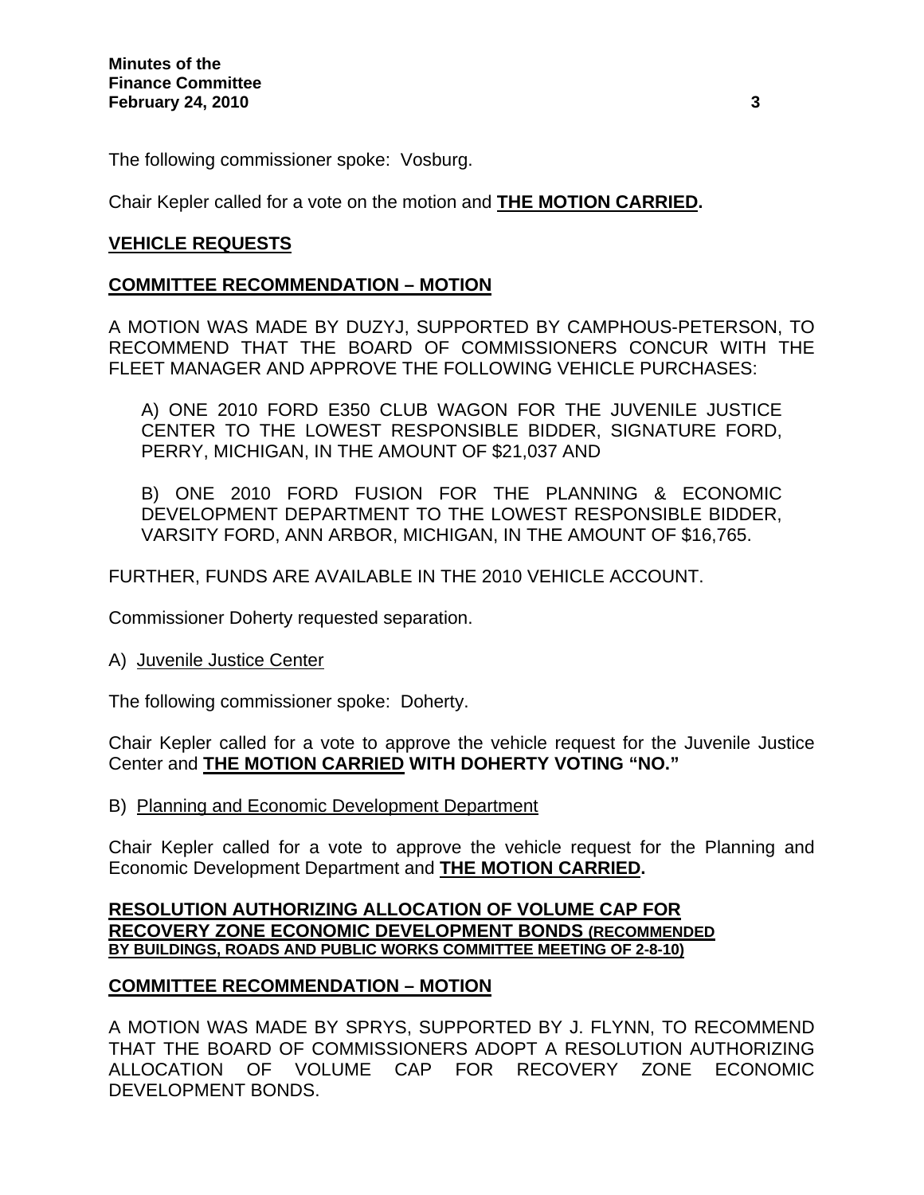The following commissioner spoke: Vosburg.

Chair Kepler called for a vote on the motion and **THE MOTION CARRIED.**

## VEHICLE REQUESTS

### COMMITTEE RECOMMENDATION – MOTION

A MOTION WAS MADE BY DUZYJ, SUPPORTED BY CAMPHOUS-PETERSON, TO RECOMMEND THAT THE BOARD OF COMMISSIONERS CONCUR WITH THE FLEET MANAGER AND APPROVE THE FOLLOWING VEHICLE PURCHASES:

A) ONE 2010 FORD E350 CLUB WAGON FOR THE JUVENILE JUSTICE CENTER TO THE LOWEST RESPONSIBLE BIDDER, SIGNATURE FORD, PERRY, MICHIGAN, IN THE AMOUNT OF $21,037 AND

B) ONE 2010 FORD FUSION FOR THE PLANNING & ECONOMIC DEVELOPMENT DEPARTMENT TO THE LOWEST RESPONSIBLE BIDDER, VARSITY FORD, ANN ARBOR, MICHIGAN, IN THE AMOUNT OF $16,765.

FURTHER, FUNDS ARE AVAILABLE IN THE 2010 VEHICLE ACCOUNT.

Commissioner Doherty requested separation.

A) Juvenile Justice Center

The following commissioner spoke: Doherty.

Chair Kepler called for a vote to approve the vehicle request for the Juvenile Justice Center and **THE MOTION CARRIED WITH DOHERTY VOTING "NO."**

B) Planning and Economic Development Department

Chair Kepler called for a vote to approve the vehicle request for the Planning and Economic Development Department and **THE MOTION CARRIED.**

## RESOLUTION AUTHORIZING ALLOCATION OF VOLUME CAP FOR RECOVERY ZONE ECONOMIC DEVELOPMENT BONDS (RECOMMENDED BY BUILDINGS, ROADS AND PUBLIC WORKS COMMITTEE MEETING OF 2-8-10)

### COMMITTEE RECOMMENDATION – MOTION

A MOTION WAS MADE BY SPRYS, SUPPORTED BY J. FLYNN, TO RECOMMEND THAT THE BOARD OF COMMISSIONERS ADOPT A RESOLUTION AUTHORIZING ALLOCATION OF VOLUME CAP FOR RECOVERY ZONE ECONOMIC DEVELOPMENT BONDS.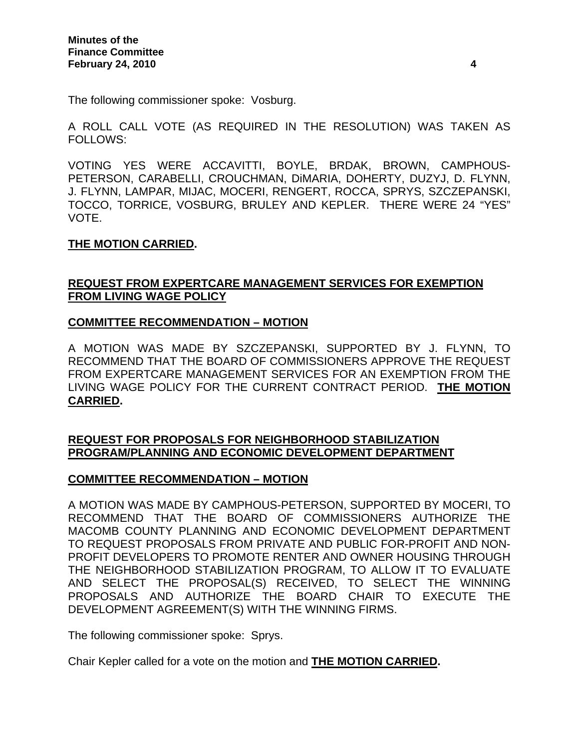The following commissioner spoke: Vosburg.

A ROLL CALL VOTE (AS REQUIRED IN THE RESOLUTION) WAS TAKEN AS FOLLOWS:

VOTING YES WERE ACCAVITTI, BOYLE, BRDAK, BROWN, CAMPHOUS-PETERSON, CARABELLI, CROUCHMAN, DiMARIA, DOHERTY, DUZYJ, D. FLYNN, J. FLYNN, LAMPAR, MIJAC, MOCERI, RENGERT, ROCCA, SPRYS, SZCZEPANSKI, TOCCO, TORRICE, VOSBURG, BRULEY AND KEPLER. THERE WERE 24 "YES" VOTE.

**THE MOTION CARRIED.**

## REQUEST FROM EXPERTCARE MANAGEMENT SERVICES FOR EXEMPTION FROM LIVING WAGE POLICY

### COMMITTEE RECOMMENDATION – MOTION

A MOTION WAS MADE BY SZCZEPANSKI, SUPPORTED BY J. FLYNN, TO RECOMMEND THAT THE BOARD OF COMMISSIONERS APPROVE THE REQUEST FROM EXPERTCARE MANAGEMENT SERVICES FOR AN EXEMPTION FROM THE LIVING WAGE POLICY FOR THE CURRENT CONTRACT PERIOD. **THE MOTION CARRIED.**

## REQUEST FOR PROPOSALS FOR NEIGHBORHOOD STABILIZATION PROGRAM/PLANNING AND ECONOMIC DEVELOPMENT DEPARTMENT

### COMMITTEE RECOMMENDATION – MOTION

A MOTION WAS MADE BY CAMPHOUS-PETERSON, SUPPORTED BY MOCERI, TO RECOMMEND THAT THE BOARD OF COMMISSIONERS AUTHORIZE THE MACOMB COUNTY PLANNING AND ECONOMIC DEVELOPMENT DEPARTMENT TO REQUEST PROPOSALS FROM PRIVATE AND PUBLIC FOR-PROFIT AND NON-PROFIT DEVELOPERS TO PROMOTE RENTER AND OWNER HOUSING THROUGH THE NEIGHBORHOOD STABILIZATION PROGRAM, TO ALLOW IT TO EVALUATE AND SELECT THE PROPOSAL(S) RECEIVED, TO SELECT THE WINNING PROPOSALS AND AUTHORIZE THE BOARD CHAIR TO EXECUTE THE DEVELOPMENT AGREEMENT(S) WITH THE WINNING FIRMS.

The following commissioner spoke: Sprys.

Chair Kepler called for a vote on the motion and **THE MOTION CARRIED.**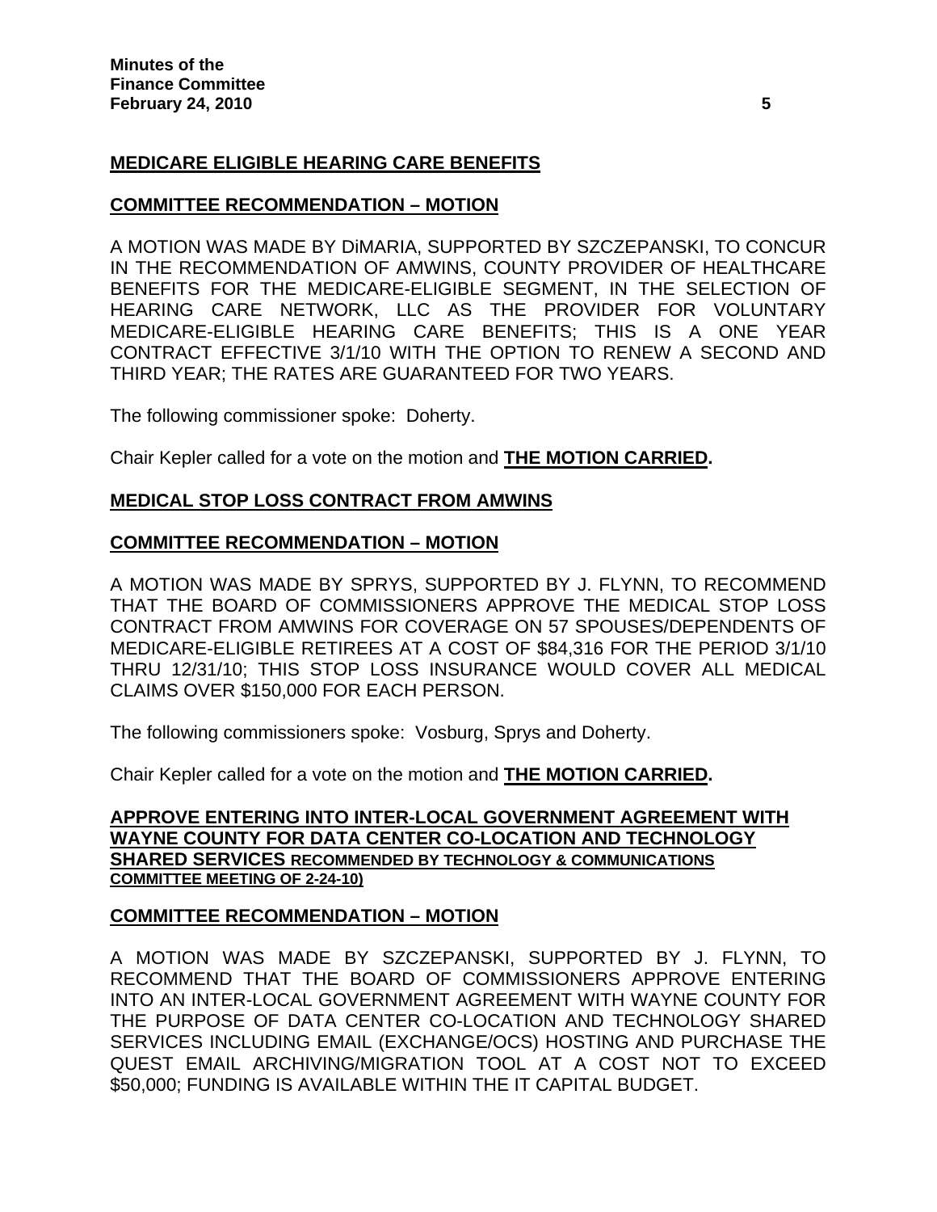**MEDICARE ELIGIBLE HEARING CARE BENEFITS**

**COMMITTEE RECOMMENDATION – MOTION**

A MOTION WAS MADE BY DiMARIA, SUPPORTED BY SZCZEPANSKI, TO CONCUR IN THE RECOMMENDATION OF AMWINS, COUNTY PROVIDER OF HEALTHCARE BENEFITS FOR THE MEDICARE-ELIGIBLE SEGMENT, IN THE SELECTION OF HEARING CARE NETWORK, LLC AS THE PROVIDER FOR VOLUNTARY MEDICARE-ELIGIBLE HEARING CARE BENEFITS; THIS IS A ONE YEAR CONTRACT EFFECTIVE 3/1/10 WITH THE OPTION TO RENEW A SECOND AND THIRD YEAR; THE RATES ARE GUARANTEED FOR TWO YEARS.

The following commissioner spoke: Doherty.

Chair Kepler called for a vote on the motion and **THE MOTION CARRIED.**

**MEDICAL STOP LOSS CONTRACT FROM AMWINS**

**COMMITTEE RECOMMENDATION – MOTION**

A MOTION WAS MADE BY SPRYS, SUPPORTED BY J. FLYNN, TO RECOMMEND THAT THE BOARD OF COMMISSIONERS APPROVE THE MEDICAL STOP LOSS CONTRACT FROM AMWINS FOR COVERAGE ON 57 SPOUSES/DEPENDENTS OF MEDICARE-ELIGIBLE RETIREES AT A COST OF $84,316 FOR THE PERIOD 3/1/10 THRU 12/31/10; THIS STOP LOSS INSURANCE WOULD COVER ALL MEDICAL CLAIMS OVER $150,000 FOR EACH PERSON.

The following commissioners spoke: Vosburg, Sprys and Doherty.

Chair Kepler called for a vote on the motion and **THE MOTION CARRIED.**

**APPROVE ENTERING INTO INTER-LOCAL GOVERNMENT AGREEMENT WITH WAYNE COUNTY FOR DATA CENTER CO-LOCATION AND TECHNOLOGY SHARED SERVICES RECOMMENDED BY TECHNOLOGY & COMMUNICATIONS COMMITTEE MEETING OF 2-24-10)**

**COMMITTEE RECOMMENDATION – MOTION**

A MOTION WAS MADE BY SZCZEPANSKI, SUPPORTED BY J. FLYNN, TO RECOMMEND THAT THE BOARD OF COMMISSIONERS APPROVE ENTERING INTO AN INTER-LOCAL GOVERNMENT AGREEMENT WITH WAYNE COUNTY FOR THE PURPOSE OF DATA CENTER CO-LOCATION AND TECHNOLOGY SHARED SERVICES INCLUDING EMAIL (EXCHANGE/OCS) HOSTING AND PURCHASE THE QUEST EMAIL ARCHIVING/MIGRATION TOOL AT A COST NOT TO EXCEED $50,000; FUNDING IS AVAILABLE WITHIN THE IT CAPITAL BUDGET.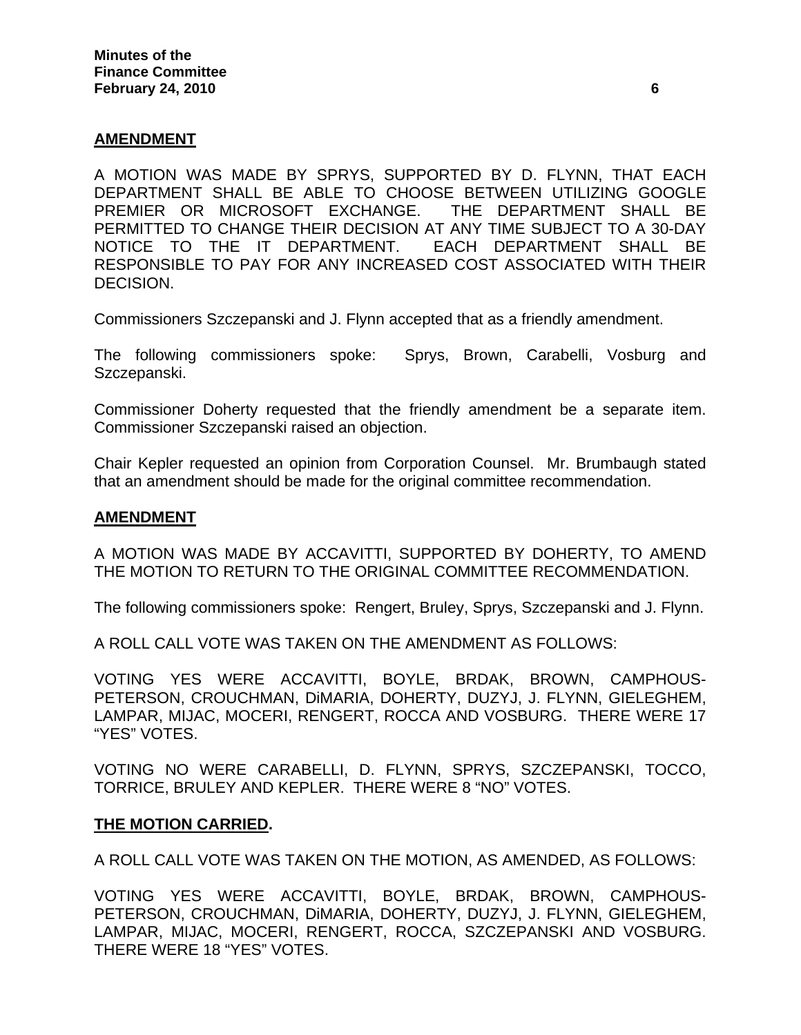**AMENDMENT**

A MOTION WAS MADE BY SPRYS, SUPPORTED BY D. FLYNN, THAT EACH DEPARTMENT SHALL BE ABLE TO CHOOSE BETWEEN UTILIZING GOOGLE PREMIER OR MICROSOFT EXCHANGE. THE DEPARTMENT SHALL BE PERMITTED TO CHANGE THEIR DECISION AT ANY TIME SUBJECT TO A 30-DAY NOTICE TO THE IT DEPARTMENT. EACH DEPARTMENT SHALL BE RESPONSIBLE TO PAY FOR ANY INCREASED COST ASSOCIATED WITH THEIR DECISION.

Commissioners Szczepanski and J. Flynn accepted that as a friendly amendment.

The following commissioners spoke: Sprys, Brown, Carabelli, Vosburg and Szczepanski.

Commissioner Doherty requested that the friendly amendment be a separate item. Commissioner Szczepanski raised an objection.

Chair Kepler requested an opinion from Corporation Counsel. Mr. Brumbaugh stated that an amendment should be made for the original committee recommendation.

**AMENDMENT**

A MOTION WAS MADE BY ACCAVITTI, SUPPORTED BY DOHERTY, TO AMEND THE MOTION TO RETURN TO THE ORIGINAL COMMITTEE RECOMMENDATION.

The following commissioners spoke: Rengert, Bruley, Sprys, Szczepanski and J. Flynn.

A ROLL CALL VOTE WAS TAKEN ON THE AMENDMENT AS FOLLOWS:

VOTING YES WERE ACCAVITTI, BOYLE, BRDAK, BROWN, CAMPHOUS-PETERSON, CROUCHMAN, DiMARIA, DOHERTY, DUZYJ, J. FLYNN, GIELEGHEM, LAMPAR, MIJAC, MOCERI, RENGERT, ROCCA AND VOSBURG. THERE WERE 17 "YES" VOTES.

VOTING NO WERE CARABELLI, D. FLYNN, SPRYS, SZCZEPANSKI, TOCCO, TORRICE, BRULEY AND KEPLER. THERE WERE 8 "NO" VOTES.

**THE MOTION CARRIED.**

A ROLL CALL VOTE WAS TAKEN ON THE MOTION, AS AMENDED, AS FOLLOWS:

VOTING YES WERE ACCAVITTI, BOYLE, BRDAK, BROWN, CAMPHOUS-PETERSON, CROUCHMAN, DiMARIA, DOHERTY, DUZYJ, J. FLYNN, GIELEGHEM, LAMPAR, MIJAC, MOCERI, RENGERT, ROCCA, SZCZEPANSKI AND VOSBURG. THERE WERE 18 "YES" VOTES.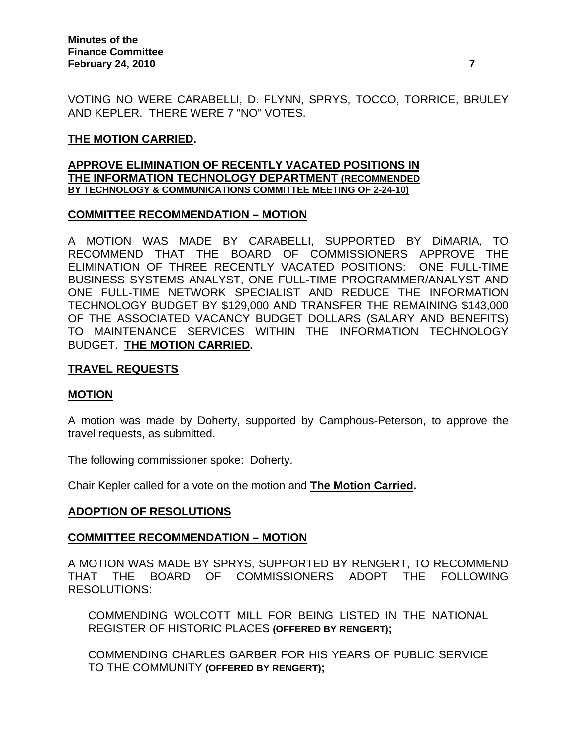VOTING NO WERE CARABELLI, D. FLYNN, SPRYS, TOCCO, TORRICE, BRULEY AND KEPLER. THERE WERE 7 "NO" VOTES.

**THE MOTION CARRIED.**

**APPROVE ELIMINATION OF RECENTLY VACATED POSITIONS IN THE INFORMATION TECHNOLOGY DEPARTMENT (RECOMMENDED BY TECHNOLOGY & COMMUNICATIONS COMMITTEE MEETING OF 2-24-10)**

**COMMITTEE RECOMMENDATION – MOTION**

A MOTION WAS MADE BY CARABELLI, SUPPORTED BY DiMARIA, TO RECOMMEND THAT THE BOARD OF COMMISSIONERS APPROVE THE ELIMINATION OF THREE RECENTLY VACATED POSITIONS: ONE FULL-TIME BUSINESS SYSTEMS ANALYST, ONE FULL-TIME PROGRAMMER/ANALYST AND ONE FULL-TIME NETWORK SPECIALIST AND REDUCE THE INFORMATION TECHNOLOGY BUDGET BY $129,000 AND TRANSFER THE REMAINING $143,000 OF THE ASSOCIATED VACANCY BUDGET DOLLARS (SALARY AND BENEFITS) TO MAINTENANCE SERVICES WITHIN THE INFORMATION TECHNOLOGY BUDGET. **THE MOTION CARRIED.**

**TRAVEL REQUESTS**

**MOTION**

A motion was made by Doherty, supported by Camphous-Peterson, to approve the travel requests, as submitted.

The following commissioner spoke: Doherty.

Chair Kepler called for a vote on the motion and **The Motion Carried.**

**ADOPTION OF RESOLUTIONS**

**COMMITTEE RECOMMENDATION – MOTION**

A MOTION WAS MADE BY SPRYS, SUPPORTED BY RENGERT, TO RECOMMEND THAT THE BOARD OF COMMISSIONERS ADOPT THE FOLLOWING RESOLUTIONS:

COMMENDING WOLCOTT MILL FOR BEING LISTED IN THE NATIONAL REGISTER OF HISTORIC PLACES **(OFFERED BY RENGERT);**

COMMENDING CHARLES GARBER FOR HIS YEARS OF PUBLIC SERVICE TO THE COMMUNITY **(OFFERED BY RENGERT);**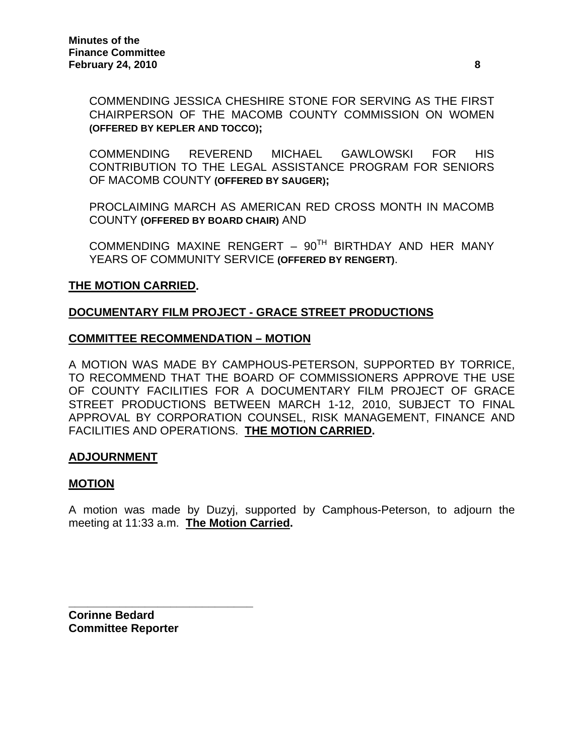COMMENDING JESSICA CHESHIRE STONE FOR SERVING AS THE FIRST CHAIRPERSON OF THE MACOMB COUNTY COMMISSION ON WOMEN **(OFFERED BY KEPLER AND TOCCO);**

COMMENDING REVEREND MICHAEL GAWLOWSKI FOR HIS CONTRIBUTION TO THE LEGAL ASSISTANCE PROGRAM FOR SENIORS OF MACOMB COUNTY **(OFFERED BY SAUGER);**

PROCLAIMING MARCH AS AMERICAN RED CROSS MONTH IN MACOMB COUNTY **(OFFERED BY BOARD CHAIR)** AND

COMMENDING MAXINE RENGERT – 90TH BIRTHDAY AND HER MANY YEARS OF COMMUNITY SERVICE **(OFFERED BY RENGERT)**.

**THE MOTION CARRIED.**

**DOCUMENTARY FILM PROJECT - GRACE STREET PRODUCTIONS**

**COMMITTEE RECOMMENDATION – MOTION**

A MOTION WAS MADE BY CAMPHOUS-PETERSON, SUPPORTED BY TORRICE, TO RECOMMEND THAT THE BOARD OF COMMISSIONERS APPROVE THE USE OF COUNTY FACILITIES FOR A DOCUMENTARY FILM PROJECT OF GRACE STREET PRODUCTIONS BETWEEN MARCH 1-12, 2010, SUBJECT TO FINAL APPROVAL BY CORPORATION COUNSEL, RISK MANAGEMENT, FINANCE AND FACILITIES AND OPERATIONS. **THE MOTION CARRIED.**

**ADJOURNMENT**

**MOTION**

A motion was made by Duzyj, supported by Camphous-Peterson, to adjourn the meeting at 11:33 a.m. **The Motion Carried.**

\_\_\_\_\_\_\_\_\_\_\_\_\_\_\_\_\_\_\_\_\_\_\_\_\_\_\_\_\_\_

**Corinne Bedard**
**Committee Reporter**